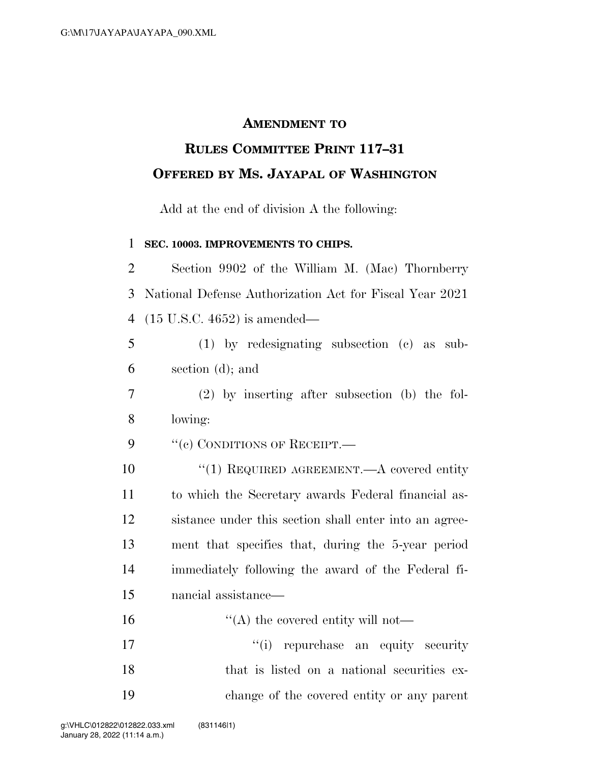# AMENDMENT TO RULES COMMITTEE PRINT 117–31 OFFERED BY MS. JAYAPAL OF WASHINGTON

Add at the end of division A the following:

**SEC. 10003. IMPROVEMENTS TO CHIPS.**

Section 9902 of the William M. (Mac) Thornberry National Defense Authorization Act for Fiscal Year 2021 (15 U.S.C. 4652) is amended—

(1) by redesignating subsection (c) as subsection (d); and

(2) by inserting after subsection (b) the following:

"(c) CONDITIONS OF RECEIPT.—

"(1) REQUIRED AGREEMENT.—A covered entity to which the Secretary awards Federal financial assistance under this section shall enter into an agreement that specifies that, during the 5-year period immediately following the award of the Federal financial assistance—

"(A) the covered entity will not—

"(i) repurchase an equity security that is listed on a national securities exchange of the covered entity or any parent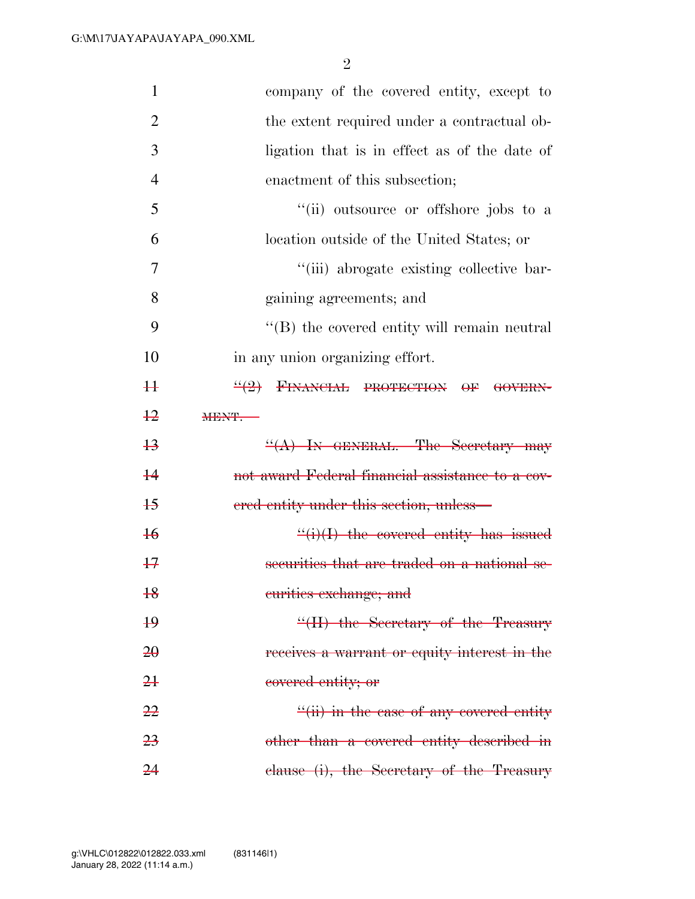company of the covered entity, except to the extent required under a contractual obligation that is in effect as of the date of enactment of this subsection;

"(ii) outsource or offshore jobs to a location outside of the United States; or

"(iii) abrogate existing collective bargaining agreements; and

"(B) the covered entity will remain neutral in any union organizing effort.

~~"(2) FINANCIAL PROTECTION OF GOVERNMENT.—~~

~~"(A) IN GENERAL.—The Secretary may not award Federal financial assistance to a covered entity under this section, unless—~~

~~"(i)(I) the covered entity has issued securities that are traded on a national securities exchange; and~~

~~"(II) the Secretary of the Treasury receives a warrant or equity interest in the covered entity; or~~

~~"(ii) in the case of any covered entity other than a covered entity described in clause (i), the Secretary of the Treasury~~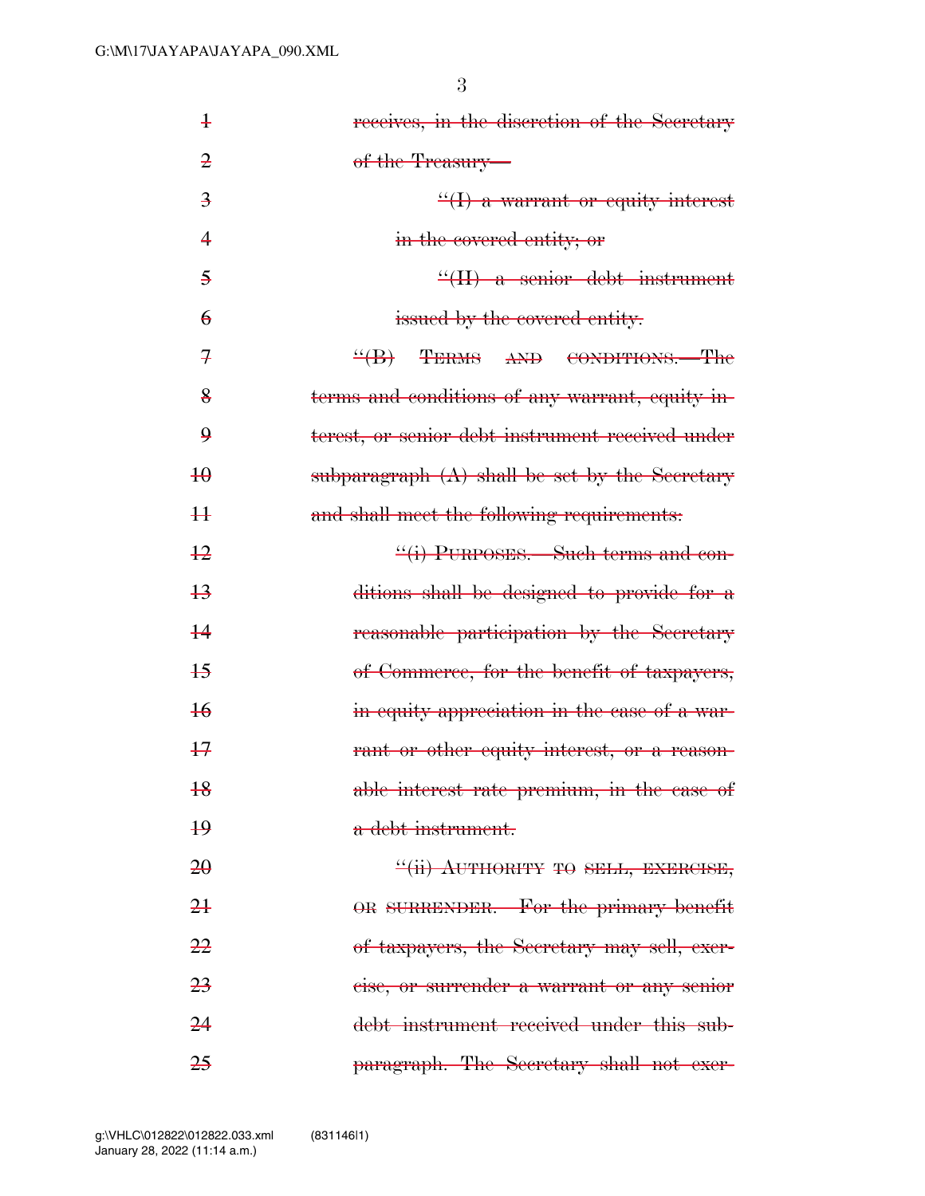~~receives, in the discretion of the Secretary of the Treasury—~~

~~"(I) a warrant or equity interest in the covered entity; or~~

~~"(II) a senior debt instrument issued by the covered entity.~~

~~"(B) TERMS AND CONDITIONS.—The terms and conditions of any warrant, equity interest, or senior debt instrument received under subparagraph (A) shall be set by the Secretary and shall meet the following requirements:~~

~~"(i) PURPOSES.—Such terms and conditions shall be designed to provide for a reasonable participation by the Secretary of Commerce, for the benefit of taxpayers, in equity appreciation in the case of a warrant or other equity interest, or a reasonable interest rate premium, in the case of a debt instrument.~~

~~"(ii) AUTHORITY TO SELL, EXERCISE, OR SURRENDER.—For the primary benefit of taxpayers, the Secretary may sell, exercise, or surrender a warrant or any senior debt instrument received under this subparagraph. The Secretary shall not exer-~~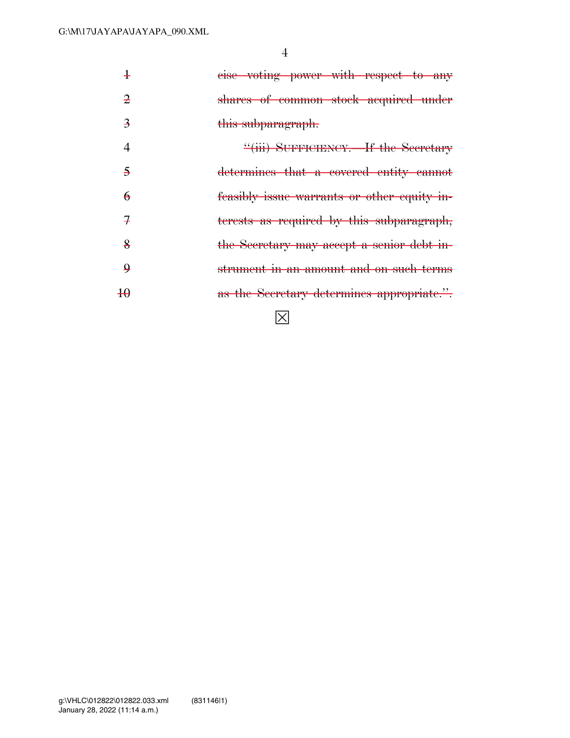~~cise voting power with respect to any shares of common stock acquired under this subparagraph.~~

~~"(iii) SUFFICIENCY.—If the Secretary determines that a covered entity cannot feasibly issue warrants or other equity interests as required by this subparagraph, the Secretary may accept a senior debt instrument in an amount and on such terms as the Secretary determines appropriate.".~~

☒